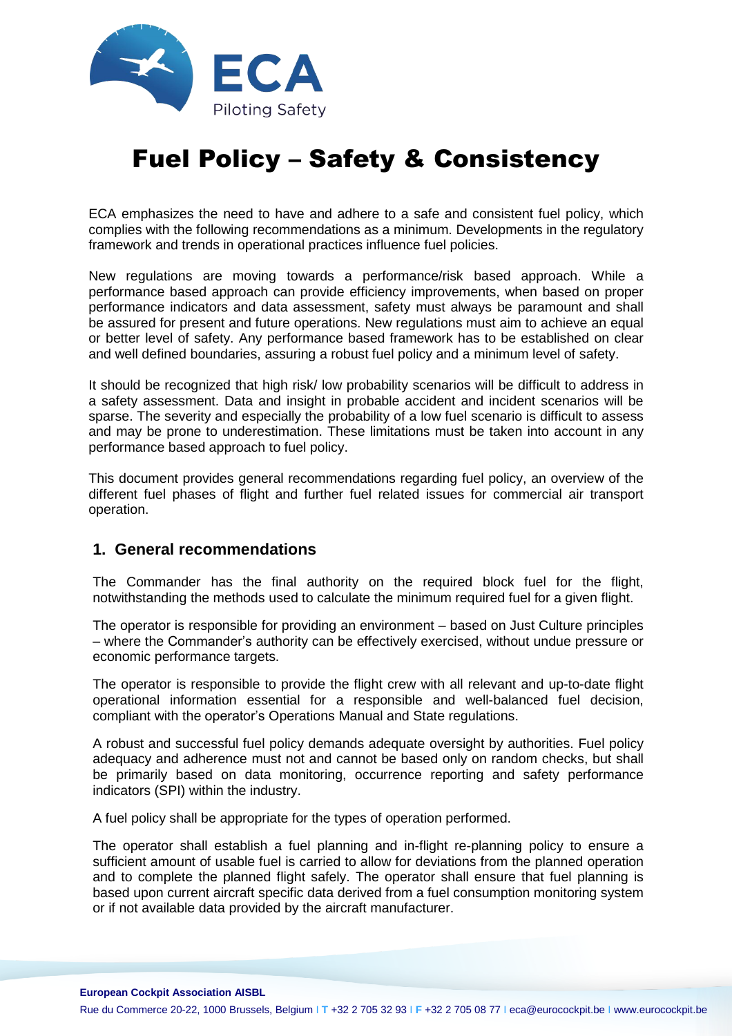# Fuel Policy – Safety & Consistency

ECA emphasizes the need to have and adhere to a safe and consistent fuel policy, which complies with the following recommendations as a minimum. Developments in the regulatory framework and trends in operational practices influence fuel policies.

New regulations are moving towards a performance/risk based approach. While a performance based approach can provide efficiency improvements, when based on proper performance indicators and data assessment, safety must always be paramount and shall be assured for present and future operations. New regulations must aim to achieve an equal or better level of safety. Any performance based framework has to be established on clear and well defined boundaries, assuring a robust fuel policy and a minimum level of safety.

It should be recognized that high risk/ low probability scenarios will be difficult to address in a safety assessment. Data and insight in probable accident and incident scenarios will be sparse. The severity and especially the probability of a low fuel scenario is difficult to assess and may be prone to underestimation. These limitations must be taken into account in any performance based approach to fuel policy.

This document provides general recommendations regarding fuel policy, an overview of the different fuel phases of flight and further fuel related issues for commercial air transport operation.

## 1. General recommendations

The Commander has the final authority on the required block fuel for the flight, notwithstanding the methods used to calculate the minimum required fuel for a given flight.

The operator is responsible for providing an environment – based on Just Culture principles – where the Commander's authority can be effectively exercised, without undue pressure or economic performance targets.

The operator is responsible to provide the flight crew with all relevant and up-to-date flight operational information essential for a responsible and well-balanced fuel decision, compliant with the operator's Operations Manual and State regulations.

A robust and successful fuel policy demands adequate oversight by authorities. Fuel policy adequacy and adherence must not and cannot be based only on random checks, but shall be primarily based on data monitoring, occurrence reporting and safety performance indicators (SPI) within the industry.

A fuel policy shall be appropriate for the types of operation performed.

The operator shall establish a fuel planning and in-flight re-planning policy to ensure a sufficient amount of usable fuel is carried to allow for deviations from the planned operation and to complete the planned flight safely. The operator shall ensure that fuel planning is based upon current aircraft specific data derived from a fuel consumption monitoring system or if not available data provided by the aircraft manufacturer.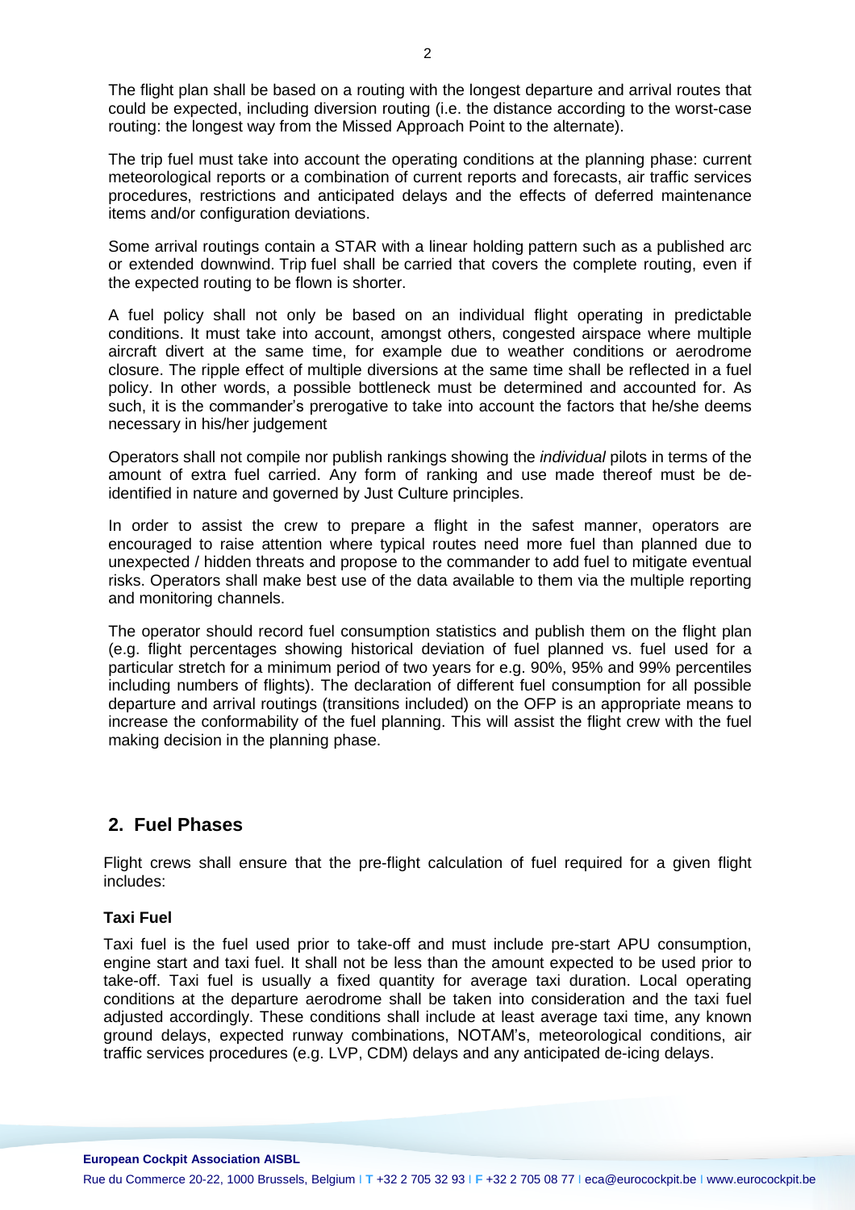The flight plan shall be based on a routing with the longest departure and arrival routes that could be expected, including diversion routing (i.e. the distance according to the worst-case routing: the longest way from the Missed Approach Point to the alternate).

The trip fuel must take into account the operating conditions at the planning phase: current meteorological reports or a combination of current reports and forecasts, air traffic services procedures, restrictions and anticipated delays and the effects of deferred maintenance items and/or configuration deviations.

Some arrival routings contain a STAR with a linear holding pattern such as a published arc or extended downwind. Trip fuel shall be carried that covers the complete routing, even if the expected routing to be flown is shorter.

A fuel policy shall not only be based on an individual flight operating in predictable conditions. It must take into account, amongst others, congested airspace where multiple aircraft divert at the same time, for example due to weather conditions or aerodrome closure. The ripple effect of multiple diversions at the same time shall be reflected in a fuel policy. In other words, a possible bottleneck must be determined and accounted for. As such, it is the commander's prerogative to take into account the factors that he/she deems necessary in his/her judgement

Operators shall not compile nor publish rankings showing the *individual* pilots in terms of the amount of extra fuel carried. Any form of ranking and use made thereof must be de-identified in nature and governed by Just Culture principles.

In order to assist the crew to prepare a flight in the safest manner, operators are encouraged to raise attention where typical routes need more fuel than planned due to unexpected / hidden threats and propose to the commander to add fuel to mitigate eventual risks. Operators shall make best use of the data available to them via the multiple reporting and monitoring channels.

The operator should record fuel consumption statistics and publish them on the flight plan (e.g. flight percentages showing historical deviation of fuel planned vs. fuel used for a particular stretch for a minimum period of two years for e.g. 90%, 95% and 99% percentiles including numbers of flights). The declaration of different fuel consumption for all possible departure and arrival routings (transitions included) on the OFP is an appropriate means to increase the conformability of the fuel planning. This will assist the flight crew with the fuel making decision in the planning phase.

## 2. Fuel Phases

Flight crews shall ensure that the pre-flight calculation of fuel required for a given flight includes:

**Taxi Fuel**

Taxi fuel is the fuel used prior to take-off and must include pre-start APU consumption, engine start and taxi fuel. It shall not be less than the amount expected to be used prior to take-off. Taxi fuel is usually a fixed quantity for average taxi duration. Local operating conditions at the departure aerodrome shall be taken into consideration and the taxi fuel adjusted accordingly. These conditions shall include at least average taxi time, any known ground delays, expected runway combinations, NOTAM's, meteorological conditions, air traffic services procedures (e.g. LVP, CDM) delays and any anticipated de-icing delays.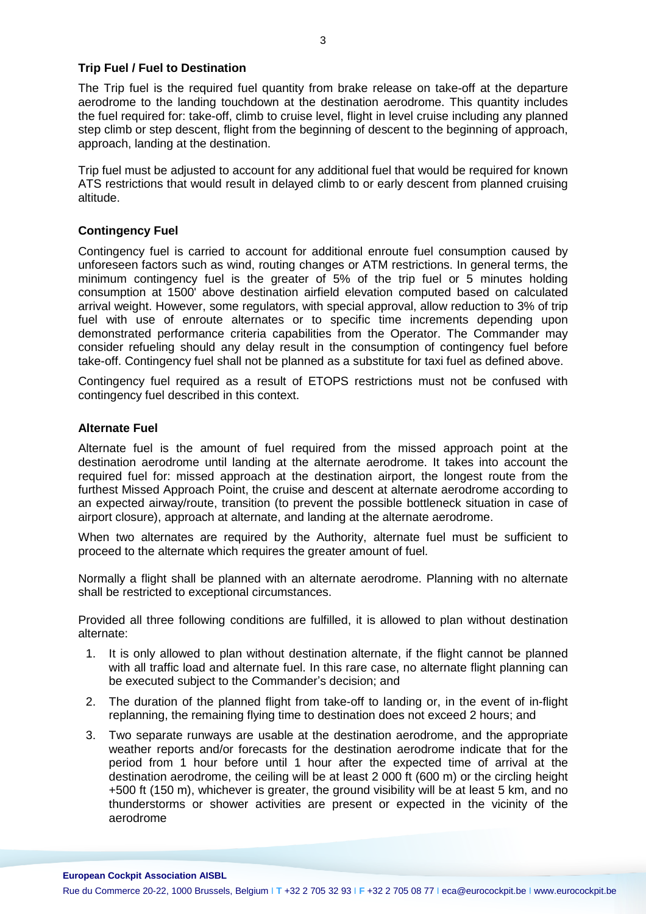### Trip Fuel / Fuel to Destination

The Trip fuel is the required fuel quantity from brake release on take-off at the departure aerodrome to the landing touchdown at the destination aerodrome. This quantity includes the fuel required for: take-off, climb to cruise level, flight in level cruise including any planned step climb or step descent, flight from the beginning of descent to the beginning of approach, approach, landing at the destination.

Trip fuel must be adjusted to account for any additional fuel that would be required for known ATS restrictions that would result in delayed climb to or early descent from planned cruising altitude.

### Contingency Fuel

Contingency fuel is carried to account for additional enroute fuel consumption caused by unforeseen factors such as wind, routing changes or ATM restrictions. In general terms, the minimum contingency fuel is the greater of 5% of the trip fuel or 5 minutes holding consumption at 1500' above destination airfield elevation computed based on calculated arrival weight. However, some regulators, with special approval, allow reduction to 3% of trip fuel with use of enroute alternates or to specific time increments depending upon demonstrated performance criteria capabilities from the Operator. The Commander may consider refueling should any delay result in the consumption of contingency fuel before take-off. Contingency fuel shall not be planned as a substitute for taxi fuel as defined above.

Contingency fuel required as a result of ETOPS restrictions must not be confused with contingency fuel described in this context.

### Alternate Fuel

Alternate fuel is the amount of fuel required from the missed approach point at the destination aerodrome until landing at the alternate aerodrome. It takes into account the required fuel for: missed approach at the destination airport, the longest route from the furthest Missed Approach Point, the cruise and descent at alternate aerodrome according to an expected airway/route, transition (to prevent the possible bottleneck situation in case of airport closure), approach at alternate, and landing at the alternate aerodrome.

When two alternates are required by the Authority, alternate fuel must be sufficient to proceed to the alternate which requires the greater amount of fuel.

Normally a flight shall be planned with an alternate aerodrome. Planning with no alternate shall be restricted to exceptional circumstances.

Provided all three following conditions are fulfilled, it is allowed to plan without destination alternate:

1. It is only allowed to plan without destination alternate, if the flight cannot be planned with all traffic load and alternate fuel. In this rare case, no alternate flight planning can be executed subject to the Commander's decision; and
2. The duration of the planned flight from take-off to landing or, in the event of in-flight replanning, the remaining flying time to destination does not exceed 2 hours; and
3. Two separate runways are usable at the destination aerodrome, and the appropriate weather reports and/or forecasts for the destination aerodrome indicate that for the period from 1 hour before until 1 hour after the expected time of arrival at the destination aerodrome, the ceiling will be at least 2 000 ft (600 m) or the circling height +500 ft (150 m), whichever is greater, the ground visibility will be at least 5 km, and no thunderstorms or shower activities are present or expected in the vicinity of the aerodrome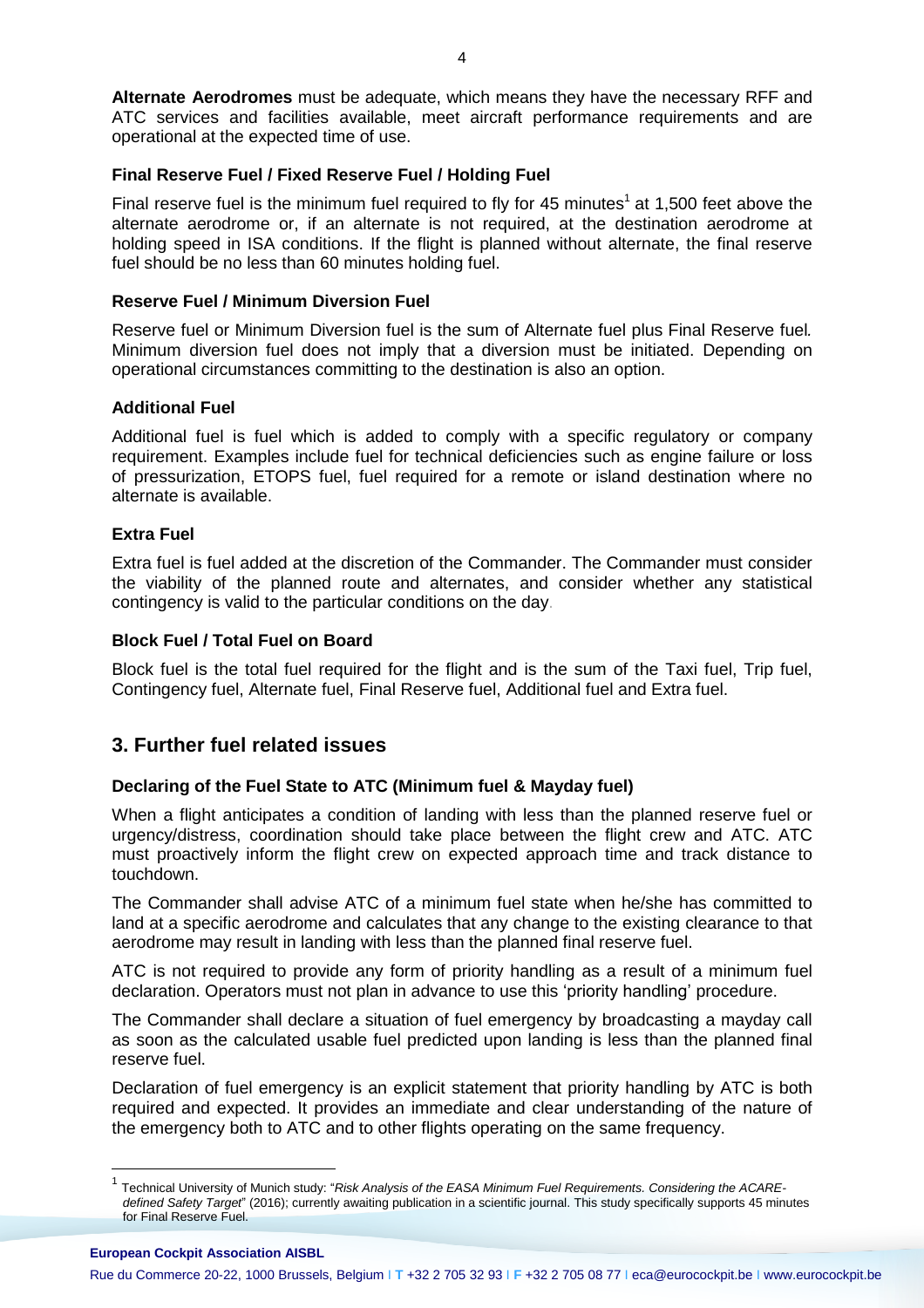**Alternate Aerodromes** must be adequate, which means they have the necessary RFF and ATC services and facilities available, meet aircraft performance requirements and are operational at the expected time of use.

### Final Reserve Fuel / Fixed Reserve Fuel / Holding Fuel

Final reserve fuel is the minimum fuel required to fly for 45 minutes[1] at 1,500 feet above the alternate aerodrome or, if an alternate is not required, at the destination aerodrome at holding speed in ISA conditions. If the flight is planned without alternate, the final reserve fuel should be no less than 60 minutes holding fuel.

### Reserve Fuel / Minimum Diversion Fuel

Reserve fuel or Minimum Diversion fuel is the sum of Alternate fuel plus Final Reserve fuel*.* Minimum diversion fuel does not imply that a diversion must be initiated. Depending on operational circumstances committing to the destination is also an option.

### Additional Fuel

Additional fuel is fuel which is added to comply with a specific regulatory or company requirement. Examples include fuel for technical deficiencies such as engine failure or loss of pressurization, ETOPS fuel, fuel required for a remote or island destination where no alternate is available.

### Extra Fuel

Extra fuel is fuel added at the discretion of the Commander. The Commander must consider the viability of the planned route and alternates, and consider whether any statistical contingency is valid to the particular conditions on the day.

### Block Fuel / Total Fuel on Board

Block fuel is the total fuel required for the flight and is the sum of the Taxi fuel, Trip fuel, Contingency fuel, Alternate fuel, Final Reserve fuel, Additional fuel and Extra fuel.

## 3. Further fuel related issues

### Declaring of the Fuel State to ATC (Minimum fuel & Mayday fuel)

When a flight anticipates a condition of landing with less than the planned reserve fuel or urgency/distress, coordination should take place between the flight crew and ATC. ATC must proactively inform the flight crew on expected approach time and track distance to touchdown.

The Commander shall advise ATC of a minimum fuel state when he/she has committed to land at a specific aerodrome and calculates that any change to the existing clearance to that aerodrome may result in landing with less than the planned final reserve fuel.

ATC is not required to provide any form of priority handling as a result of a minimum fuel declaration. Operators must not plan in advance to use this 'priority handling' procedure.

The Commander shall declare a situation of fuel emergency by broadcasting a mayday call as soon as the calculated usable fuel predicted upon landing is less than the planned final reserve fuel.

Declaration of fuel emergency is an explicit statement that priority handling by ATC is both required and expected. It provides an immediate and clear understanding of the nature of the emergency both to ATC and to other flights operating on the same frequency.

---

[1] Technical University of Munich study: "*Risk Analysis of the EASA Minimum Fuel Requirements. Considering the ACARE-defined Safety Target*" (2016); currently awaiting publication in a scientific journal. This study specifically supports 45 minutes for Final Reserve Fuel.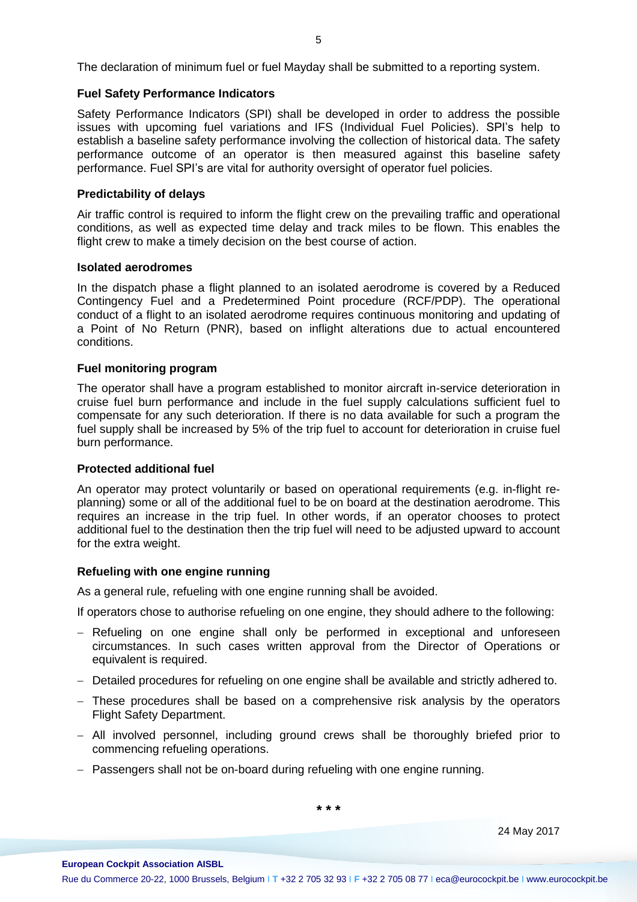The declaration of minimum fuel or fuel Mayday shall be submitted to a reporting system.

**Fuel Safety Performance Indicators**

Safety Performance Indicators (SPI) shall be developed in order to address the possible issues with upcoming fuel variations and IFS (Individual Fuel Policies). SPI's help to establish a baseline safety performance involving the collection of historical data. The safety performance outcome of an operator is then measured against this baseline safety performance. Fuel SPI's are vital for authority oversight of operator fuel policies.

**Predictability of delays**

Air traffic control is required to inform the flight crew on the prevailing traffic and operational conditions, as well as expected time delay and track miles to be flown. This enables the flight crew to make a timely decision on the best course of action.

**Isolated aerodromes**

In the dispatch phase a flight planned to an isolated aerodrome is covered by a Reduced Contingency Fuel and a Predetermined Point procedure (RCF/PDP). The operational conduct of a flight to an isolated aerodrome requires continuous monitoring and updating of a Point of No Return (PNR), based on inflight alterations due to actual encountered conditions.

**Fuel monitoring program**

The operator shall have a program established to monitor aircraft in-service deterioration in cruise fuel burn performance and include in the fuel supply calculations sufficient fuel to compensate for any such deterioration. If there is no data available for such a program the fuel supply shall be increased by 5% of the trip fuel to account for deterioration in cruise fuel burn performance.

**Protected additional fuel**

An operator may protect voluntarily or based on operational requirements (e.g. in-flight re-planning) some or all of the additional fuel to be on board at the destination aerodrome. This requires an increase in the trip fuel. In other words, if an operator chooses to protect additional fuel to the destination then the trip fuel will need to be adjusted upward to account for the extra weight.

**Refueling with one engine running**

As a general rule, refueling with one engine running shall be avoided.

If operators chose to authorise refueling on one engine, they should adhere to the following:

- Refueling on one engine shall only be performed in exceptional and unforeseen circumstances. In such cases written approval from the Director of Operations or equivalent is required.
- Detailed procedures for refueling on one engine shall be available and strictly adhered to.
- These procedures shall be based on a comprehensive risk analysis by the operators Flight Safety Department.
- All involved personnel, including ground crews shall be thoroughly briefed prior to commencing refueling operations.
- Passengers shall not be on-board during refueling with one engine running.

\* \* \*

24 May 2017